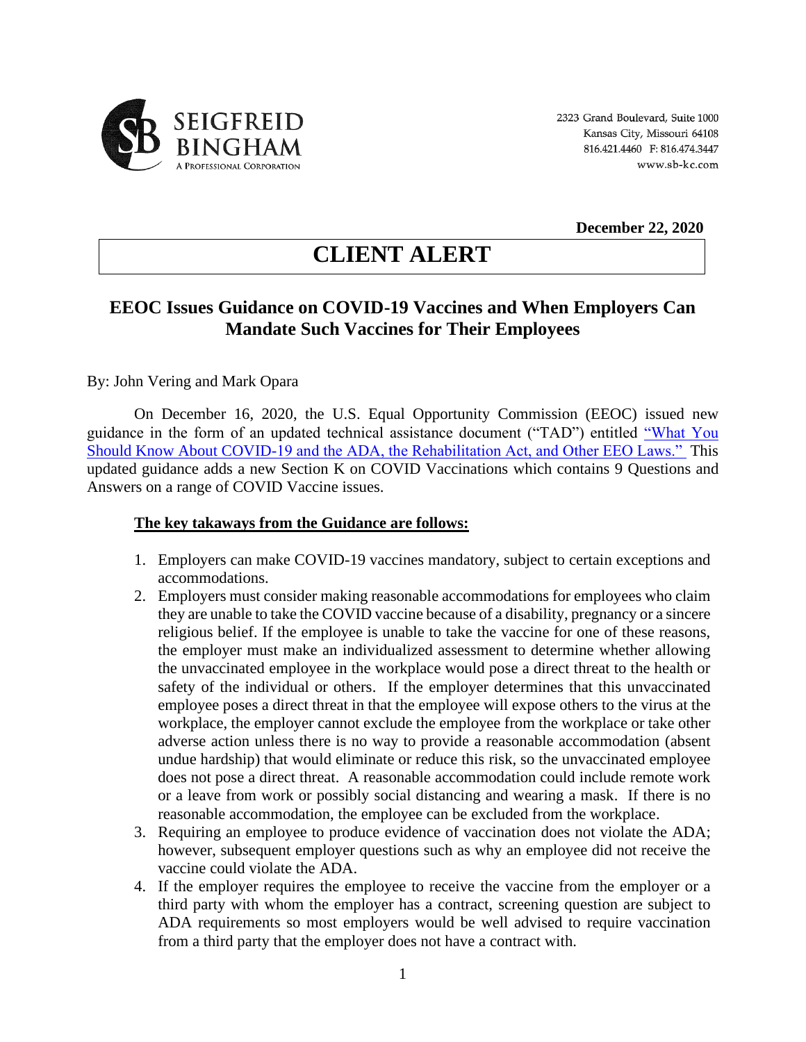SEIGFREID BINGHAM
A PROFESSIONAL CORPORATION

2323 Grand Boulevard, Suite 1000
Kansas City, Missouri 64108
816.421.4460 F: 816.474.3447
www.sb-kc.com

**December 22, 2020**

# CLIENT ALERT

## EEOC Issues Guidance on COVID-19 Vaccines and When Employers Can Mandate Such Vaccines for Their Employees

By: John Vering and Mark Opara

On December 16, 2020, the U.S. Equal Opportunity Commission (EEOC) issued new guidance in the form of an updated technical assistance document ("TAD") entitled "What You Should Know About COVID-19 and the ADA, the Rehabilitation Act, and Other EEO Laws." This updated guidance adds a new Section K on COVID Vaccinations which contains 9 Questions and Answers on a range of COVID Vaccine issues.

**The key takaways from the Guidance are follows:**

1. Employers can make COVID-19 vaccines mandatory, subject to certain exceptions and accommodations.
2. Employers must consider making reasonable accommodations for employees who claim they are unable to take the COVID vaccine because of a disability, pregnancy or a sincere religious belief. If the employee is unable to take the vaccine for one of these reasons, the employer must make an individualized assessment to determine whether allowing the unvaccinated employee in the workplace would pose a direct threat to the health or safety of the individual or others. If the employer determines that this unvaccinated employee poses a direct threat in that the employee will expose others to the virus at the workplace, the employer cannot exclude the employee from the workplace or take other adverse action unless there is no way to provide a reasonable accommodation (absent undue hardship) that would eliminate or reduce this risk, so the unvaccinated employee does not pose a direct threat. A reasonable accommodation could include remote work or a leave from work or possibly social distancing and wearing a mask. If there is no reasonable accommodation, the employee can be excluded from the workplace.
3. Requiring an employee to produce evidence of vaccination does not violate the ADA; however, subsequent employer questions such as why an employee did not receive the vaccine could violate the ADA.
4. If the employer requires the employee to receive the vaccine from the employer or a third party with whom the employer has a contract, screening question are subject to ADA requirements so most employers would be well advised to require vaccination from a third party that the employer does not have a contract with.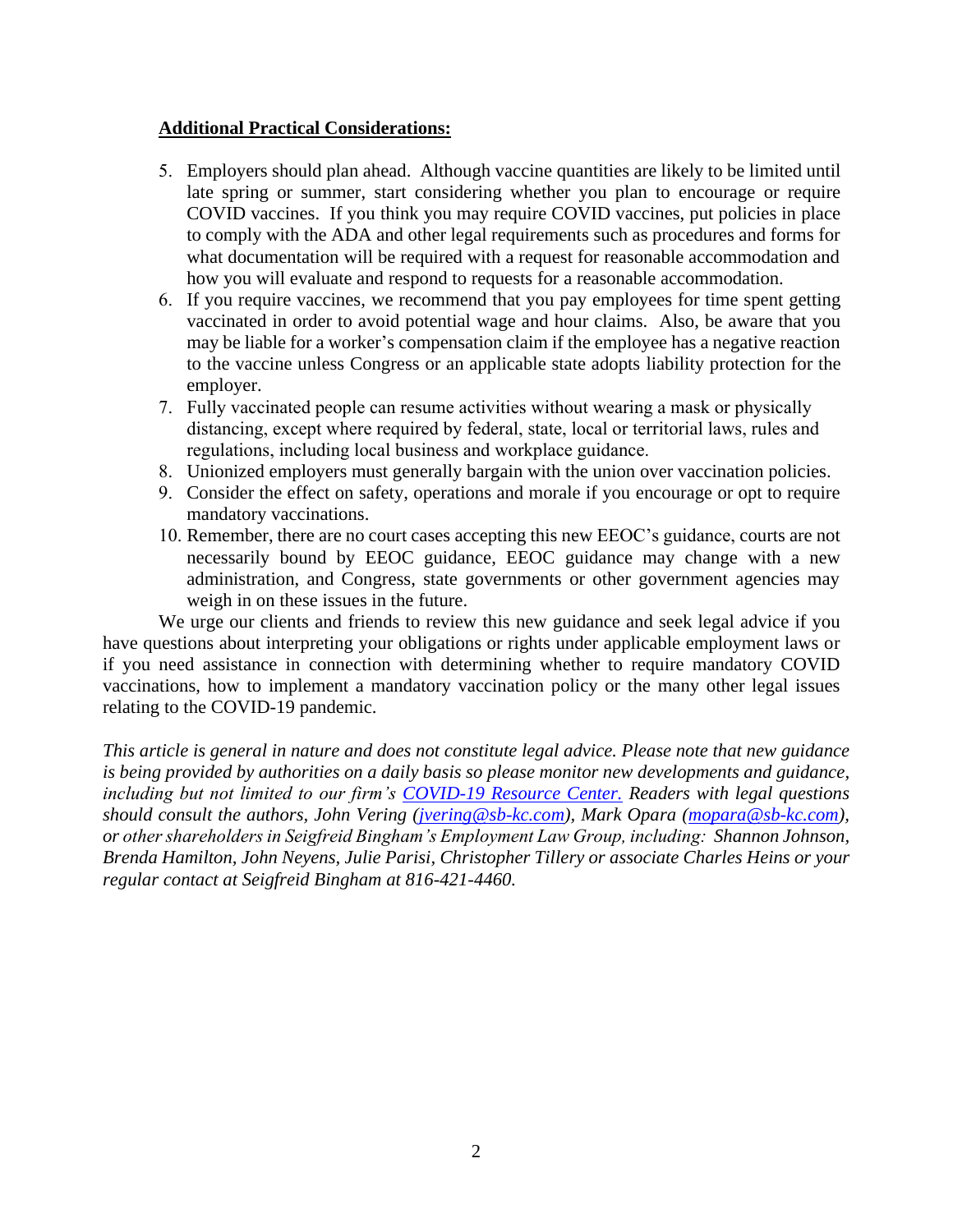**Additional Practical Considerations:**

5. Employers should plan ahead. Although vaccine quantities are likely to be limited until late spring or summer, start considering whether you plan to encourage or require COVID vaccines. If you think you may require COVID vaccines, put policies in place to comply with the ADA and other legal requirements such as procedures and forms for what documentation will be required with a request for reasonable accommodation and how you will evaluate and respond to requests for a reasonable accommodation.
6. If you require vaccines, we recommend that you pay employees for time spent getting vaccinated in order to avoid potential wage and hour claims. Also, be aware that you may be liable for a worker's compensation claim if the employee has a negative reaction to the vaccine unless Congress or an applicable state adopts liability protection for the employer.
7. Fully vaccinated people can resume activities without wearing a mask or physically distancing, except where required by federal, state, local or territorial laws, rules and regulations, including local business and workplace guidance.
8. Unionized employers must generally bargain with the union over vaccination policies.
9. Consider the effect on safety, operations and morale if you encourage or opt to require mandatory vaccinations.
10. Remember, there are no court cases accepting this new EEOC's guidance, courts are not necessarily bound by EEOC guidance, EEOC guidance may change with a new administration, and Congress, state governments or other government agencies may weigh in on these issues in the future.

We urge our clients and friends to review this new guidance and seek legal advice if you have questions about interpreting your obligations or rights under applicable employment laws or if you need assistance in connection with determining whether to require mandatory COVID vaccinations, how to implement a mandatory vaccination policy or the many other legal issues relating to the COVID-19 pandemic.

*This article is general in nature and does not constitute legal advice. Please note that new guidance is being provided by authorities on a daily basis so please monitor new developments and guidance, including but not limited to our firm's [COVID-19 Resource Center.](#) Readers with legal questions should consult the authors, John Vering ([jvering@sb-kc.com](mailto:jvering@sb-kc.com)), Mark Opara ([mopara@sb-kc.com](mailto:mopara@sb-kc.com)), or other shareholders in Seigfreid Bingham's Employment Law Group, including: Shannon Johnson, Brenda Hamilton, John Neyens, Julie Parisi, Christopher Tillery or associate Charles Heins or your regular contact at Seigfreid Bingham at 816-421-4460.*